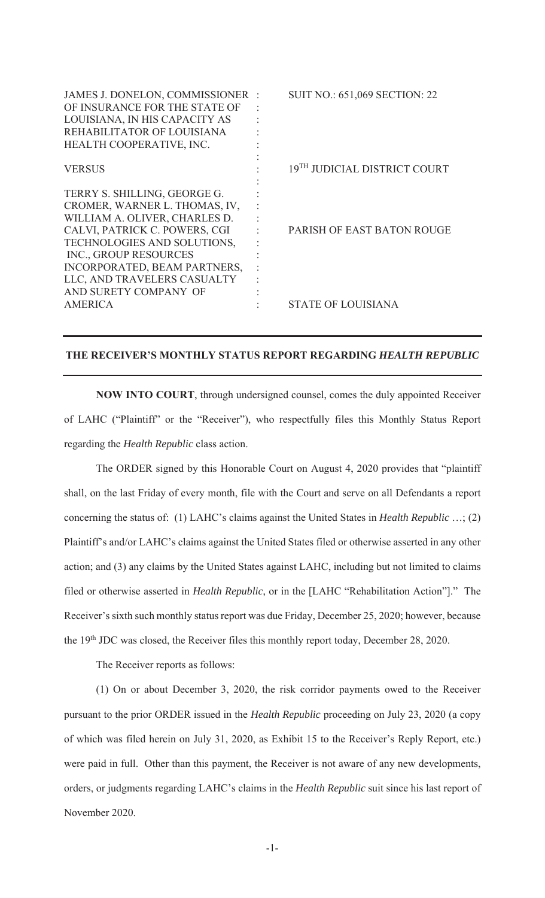| | | |
|---|---|---|
| JAMES J. DONELON, COMMISSIONER OF INSURANCE FOR THE STATE OF LOUISIANA, IN HIS CAPACITY AS REHABILITATOR OF LOUISIANA HEALTH COOPERATIVE, INC. | : | SUIT NO.: 651,069 SECTION: 22 |
| VERSUS | : | 19TH JUDICIAL DISTRICT COURT |
| TERRY S. SHILLING, GEORGE G. CROMER, WARNER L. THOMAS, IV, WILLIAM A. OLIVER, CHARLES D. CALVI, PATRICK C. POWERS, CGI TECHNOLOGIES AND SOLUTIONS, INC., GROUP RESOURCES INCORPORATED, BEAM PARTNERS, LLC, AND TRAVELERS CASUALTY AND SURETY COMPANY OF AMERICA | : | PARISH OF EAST BATON ROUGE |
| | : | STATE OF LOUISIANA |

## THE RECEIVER'S MONTHLY STATUS REPORT REGARDING *HEALTH REPUBLIC*

**NOW INTO COURT**, through undersigned counsel, comes the duly appointed Receiver of LAHC ("Plaintiff" or the "Receiver"), who respectfully files this Monthly Status Report regarding the *Health Republic* class action.

The ORDER signed by this Honorable Court on August 4, 2020 provides that "plaintiff shall, on the last Friday of every month, file with the Court and serve on all Defendants a report concerning the status of: (1) LAHC's claims against the United States in *Health Republic* …; (2) Plaintiff's and/or LAHC's claims against the United States filed or otherwise asserted in any other action; and (3) any claims by the United States against LAHC, including but not limited to claims filed or otherwise asserted in *Health Republic*, or in the [LAHC "Rehabilitation Action"]." The Receiver's sixth such monthly status report was due Friday, December 25, 2020; however, because the 19th JDC was closed, the Receiver files this monthly report today, December 28, 2020.

The Receiver reports as follows:

(1) On or about December 3, 2020, the risk corridor payments owed to the Receiver pursuant to the prior ORDER issued in the *Health Republic* proceeding on July 23, 2020 (a copy of which was filed herein on July 31, 2020, as Exhibit 15 to the Receiver's Reply Report, etc.) were paid in full. Other than this payment, the Receiver is not aware of any new developments, orders, or judgments regarding LAHC's claims in the *Health Republic* suit since his last report of November 2020.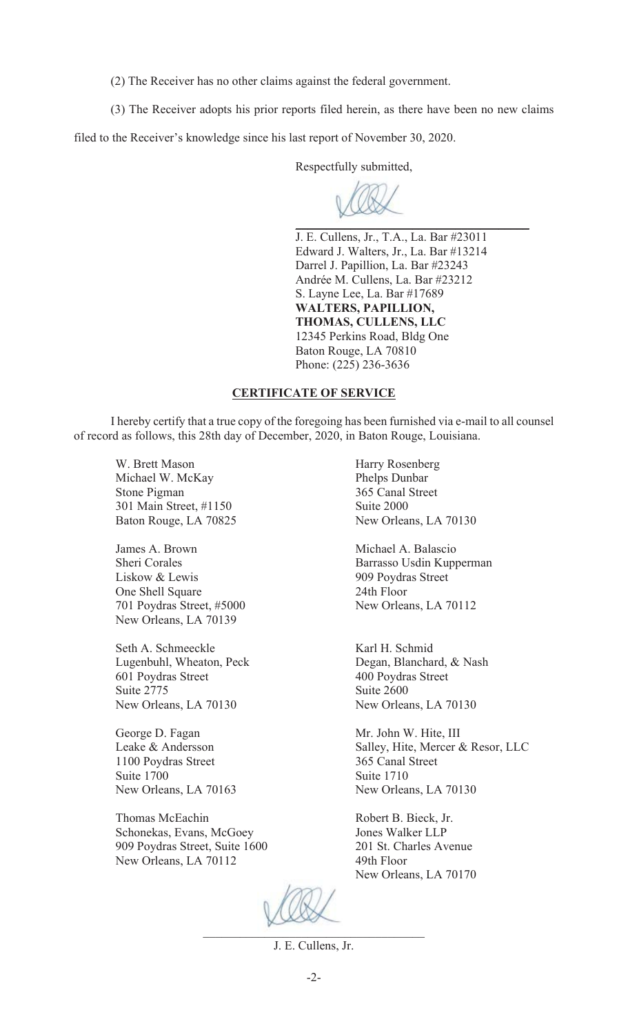(2) The Receiver has no other claims against the federal government.

(3) The Receiver adopts his prior reports filed herein, as there have been no new claims filed to the Receiver's knowledge since his last report of November 30, 2020.

Respectfully submitted,

J. E. Cullens, Jr., T.A., La. Bar #23011
Edward J. Walters, Jr., La. Bar #13214
Darrel J. Papillion, La. Bar #23243
Andrée M. Cullens, La. Bar #23212
S. Layne Lee, La. Bar #17689
**WALTERS, PAPILLION, THOMAS, CULLENS, LLC**
12345 Perkins Road, Bldg One
Baton Rouge, LA 70810
Phone: (225) 236-3636

## CERTIFICATE OF SERVICE

I hereby certify that a true copy of the foregoing has been furnished via e-mail to all counsel of record as follows, this 28th day of December, 2020, in Baton Rouge, Louisiana.

W. Brett Mason
Michael W. McKay
Stone Pigman
301 Main Street, #1150
Baton Rouge, LA 70825

Harry Rosenberg
Phelps Dunbar
365 Canal Street
Suite 2000
New Orleans, LA 70130

James A. Brown
Sheri Corales
Liskow & Lewis
One Shell Square
701 Poydras Street, #5000
New Orleans, LA 70139

Michael A. Balascio
Barrasso Usdin Kupperman
909 Poydras Street
24th Floor
New Orleans, LA 70112

Seth A. Schmeeckle
Lugenbuhl, Wheaton, Peck
601 Poydras Street
Suite 2775
New Orleans, LA 70130

Karl H. Schmid
Degan, Blanchard, & Nash
400 Poydras Street
Suite 2600
New Orleans, LA 70130

George D. Fagan
Leake & Andersson
1100 Poydras Street
Suite 1700
New Orleans, LA 70163

Mr. John W. Hite, III
Salley, Hite, Mercer & Resor, LLC
365 Canal Street
Suite 1710
New Orleans, LA 70130

Thomas McEachin
Schonekas, Evans, McGoey
909 Poydras Street, Suite 1600
New Orleans, LA 70112

Robert B. Bieck, Jr.
Jones Walker LLP
201 St. Charles Avenue
49th Floor
New Orleans, LA 70170

J. E. Cullens, Jr.